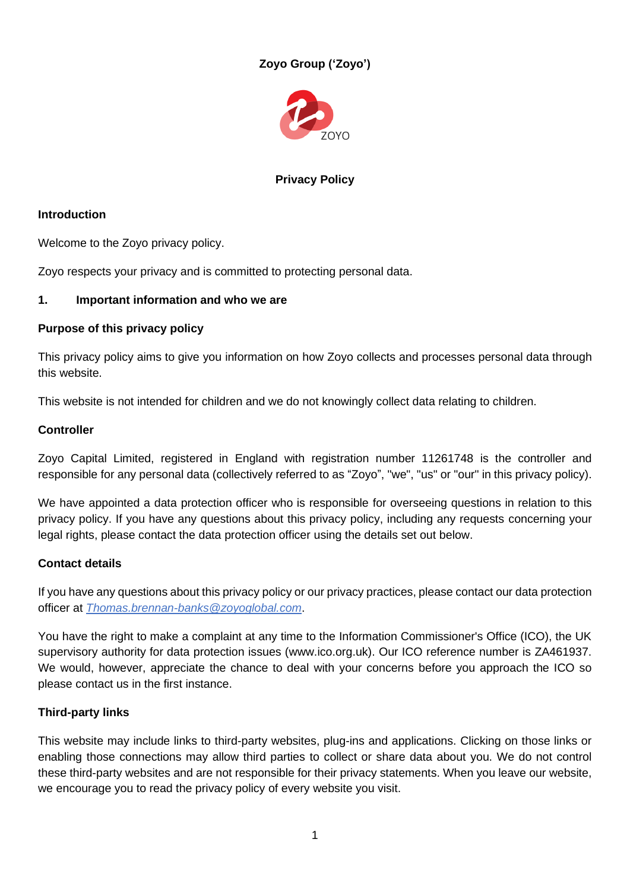**Zoyo Group ('Zoyo')**

**Privacy Policy**

## Introduction

Welcome to the Zoyo privacy policy.

Zoyo respects your privacy and is committed to protecting personal data.

## 1. Important information and who we are

### Purpose of this privacy policy

This privacy policy aims to give you information on how Zoyo collects and processes personal data through this website.

This website is not intended for children and we do not knowingly collect data relating to children.

### Controller

Zoyo Capital Limited, registered in England with registration number 11261748 is the controller and responsible for any personal data (collectively referred to as "Zoyo", "we", "us" or "our" in this privacy policy).

We have appointed a data protection officer who is responsible for overseeing questions in relation to this privacy policy. If you have any questions about this privacy policy, including any requests concerning your legal rights, please contact the data protection officer using the details set out below.

### Contact details

If you have any questions about this privacy policy or our privacy practices, please contact our data protection officer at *Thomas.brennan-banks@zoyoglobal.com*.

You have the right to make a complaint at any time to the Information Commissioner's Office (ICO), the UK supervisory authority for data protection issues (www.ico.org.uk). Our ICO reference number is ZA461937. We would, however, appreciate the chance to deal with your concerns before you approach the ICO so please contact us in the first instance.

### Third-party links

This website may include links to third-party websites, plug-ins and applications. Clicking on those links or enabling those connections may allow third parties to collect or share data about you. We do not control these third-party websites and are not responsible for their privacy statements. When you leave our website, we encourage you to read the privacy policy of every website you visit.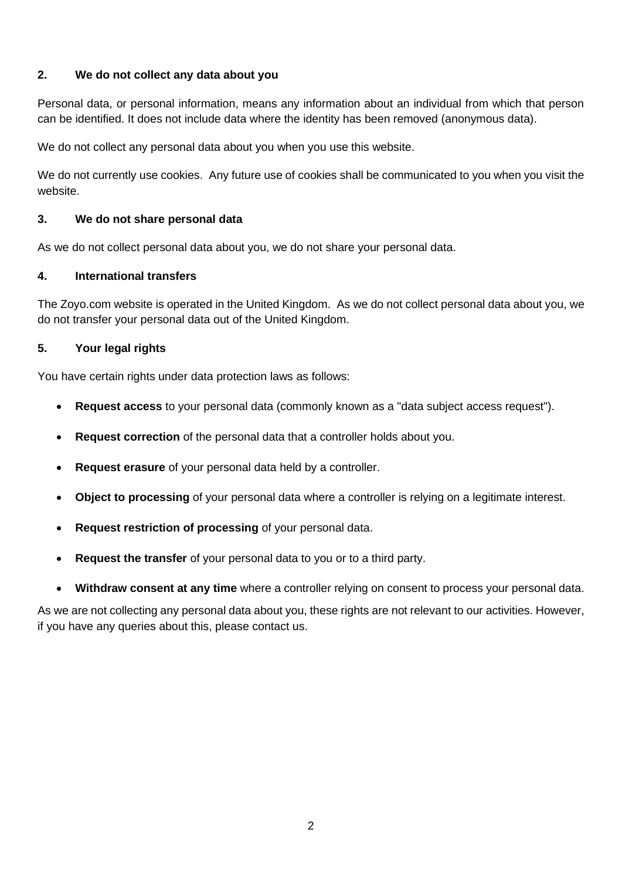## 2. We do not collect any data about you

Personal data, or personal information, means any information about an individual from which that person can be identified. It does not include data where the identity has been removed (anonymous data).

We do not collect any personal data about you when you use this website.

We do not currently use cookies. Any future use of cookies shall be communicated to you when you visit the website.

## 3. We do not share personal data

As we do not collect personal data about you, we do not share your personal data.

## 4. International transfers

The Zoyo.com website is operated in the United Kingdom. As we do not collect personal data about you, we do not transfer your personal data out of the United Kingdom.

## 5. Your legal rights

You have certain rights under data protection laws as follows:

- **Request access** to your personal data (commonly known as a "data subject access request").
- **Request correction** of the personal data that a controller holds about you.
- **Request erasure** of your personal data held by a controller.
- **Object to processing** of your personal data where a controller is relying on a legitimate interest.
- **Request restriction of processing** of your personal data.
- **Request the transfer** of your personal data to you or to a third party.
- **Withdraw consent at any time** where a controller relying on consent to process your personal data.

As we are not collecting any personal data about you, these rights are not relevant to our activities. However, if you have any queries about this, please contact us.